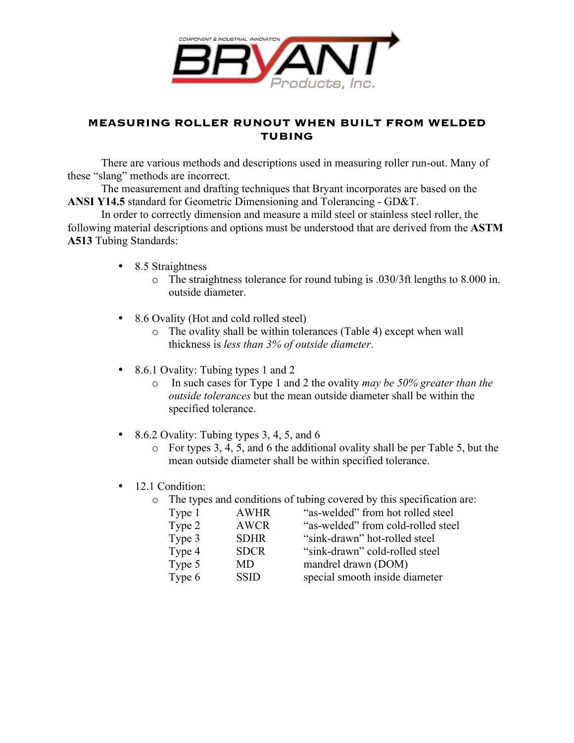# MEASURING ROLLER RUNOUT WHEN BUILT FROM WELDED TUBING

There are various methods and descriptions used in measuring roller run-out. Many of these "slang" methods are incorrect.

The measurement and drafting techniques that Bryant incorporates are based on the **ANSI Y14.5** standard for Geometric Dimensioning and Tolerancing - GD&T.

In order to correctly dimension and measure a mild steel or stainless steel roller, the following material descriptions and options must be understood that are derived from the **ASTM A513** Tubing Standards:

- 8.5 Straightness
  - The straightness tolerance for round tubing is .030/3ft lengths to 8.000 in. outside diameter.
- 8.6 Ovality (Hot and cold rolled steel)
  - The ovality shall be within tolerances (Table 4) except when wall thickness is *less than 3% of outside diameter*.
- 8.6.1 Ovality: Tubing types 1 and 2
  - In such cases for Type 1 and 2 the ovality *may be 50% greater than the outside tolerances* but the mean outside diameter shall be within the specified tolerance.
- 8.6.2 Ovality: Tubing types 3, 4, 5, and 6
  - For types 3, 4, 5, and 6 the additional ovality shall be per Table 5, but the mean outside diameter shall be within specified tolerance.
- 12.1 Condition:
  - The types and conditions of tubing covered by this specification are:

| | | |
|---|---|---|
| Type 1 | AWHR | "as-welded" from hot rolled steel |
| Type 2 | AWCR | "as-welded" from cold-rolled steel |
| Type 3 | SDHR | "sink-drawn" hot-rolled steel |
| Type 4 | SDCR | "sink-drawn" cold-rolled steel |
| Type 5 | MD | mandrel drawn (DOM) |
| Type 6 | SSID | special smooth inside diameter |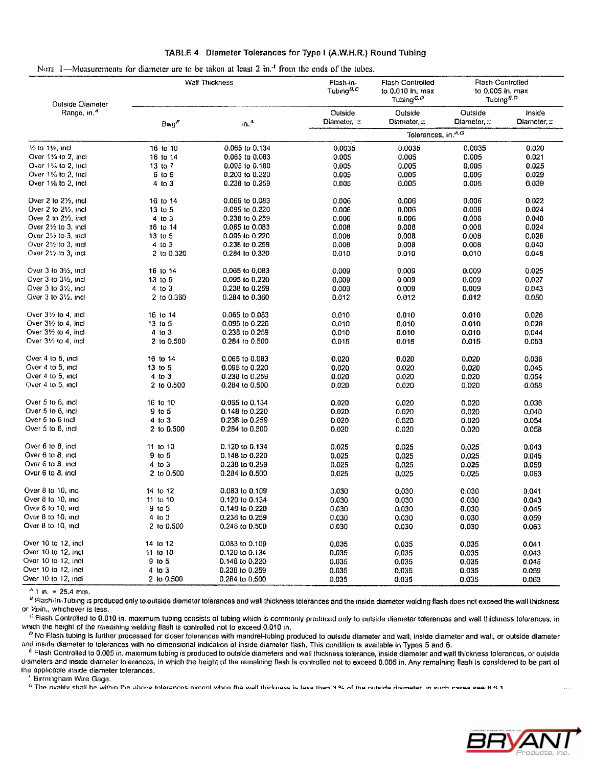## TABLE 4 Diameter Tolerances for Type I (A.W.H.R.) Round Tubing

NOTE 1—Measurements for diameter are to be taken at least 2 in.[A] from the ends of the tubes.

| Outside Diameter Range, in.[A] | Wall Thickness | | Flash-in-Tubing[B,C] | Flash Controlled to 0.010 in. max Tubing[C,D] | Flash Controlled to 0.005 in. max Tubing[E,D] | |
|---|---|---|---|---|---|---|
| | Bwg[F] | in.[A] | Outside Diameter, ± | Outside Diameter, ± | Outside Diameter, ± | Inside Diameter, ± |
| | | | Tolerances, in.[A,G] | | | |
| ½ to 1⅛, incl | 16 to 10 | 0.065 to 0.134 | 0.0035 | 0.0035 | 0.0035 | 0.020 |
| Over 1⅛ to 2, incl | 16 to 14 | 0.065 to 0.083 | 0.005 | 0.005 | 0.005 | 0.021 |
| Over 1⅛ to 2, incl | 13 to 7 | 0.095 to 0.180 | 0.005 | 0.005 | 0.005 | 0.025 |
| Over 1⅛ to 2, incl | 6 to 5 | 0.203 to 0.220 | 0.005 | 0.005 | 0.005 | 0.029 |
| Over 1⅛ to 2, incl | 4 to 3 | 0.238 to 0.259 | 0.005 | 0.005 | 0.005 | 0.039 |
| Over 2 to 2½, incl | 16 to 14 | 0.065 to 0.083 | 0.006 | 0.006 | 0.006 | 0.022 |
| Over 2 to 2½, incl | 13 to 5 | 0.095 to 0.220 | 0.006 | 0.006 | 0.006 | 0.024 |
| Over 2 to 2½, incl | 4 to 3 | 0.238 to 0.259 | 0.006 | 0.006 | 0.006 | 0.040 |
| Over 2½ to 3, incl | 16 to 14 | 0.065 to 0.083 | 0.008 | 0.008 | 0.008 | 0.024 |
| Over 2½ to 3, incl | 13 to 5 | 0.095 to 0.220 | 0.008 | 0.008 | 0.008 | 0.026 |
| Over 2½ to 3, incl | 4 to 3 | 0.238 to 0.259 | 0.008 | 0.008 | 0.008 | 0.040 |
| Over 2½ to 3, incl | 2 to 0.320 | 0.284 to 0.320 | 0.010 | 0.010 | 0.010 | 0.048 |
| Over 3 to 3½, incl | 16 to 14 | 0.065 to 0.083 | 0.009 | 0.009 | 0.009 | 0.025 |
| Over 3 to 3½, incl | 13 to 5 | 0.095 to 0.220 | 0.009 | 0.009 | 0.009 | 0.027 |
| Over 3 to 3½, incl | 4 to 3 | 0.238 to 0.259 | 0.009 | 0.009 | 0.009 | 0.043 |
| Over 3 to 3½, incl | 2 to 0.360 | 0.284 to 0.360 | 0.012 | 0.012 | 0.012 | 0.050 |
| Over 3½ to 4, incl | 16 to 14 | 0.065 to 0.083 | 0.010 | 0.010 | 0.010 | 0.026 |
| Over 3½ to 4, incl | 13 to 5 | 0.095 to 0.220 | 0.010 | 0.010 | 0.010 | 0.028 |
| Over 3½ to 4, incl | 4 to 3 | 0.238 to 0.259 | 0.010 | 0.010 | 0.010 | 0.044 |
| Over 3½ to 4, incl | 2 to 0.500 | 0.284 to 0.500 | 0.015 | 0.015 | 0.015 | 0.053 |
| Over 4 to 5, incl | 16 to 14 | 0.065 to 0.083 | 0.020 | 0.020 | 0.020 | 0.036 |
| Over 4 to 5, incl | 13 to 5 | 0.095 to 0.220 | 0.020 | 0.020 | 0.020 | 0.045 |
| Over 4 to 5, incl | 4 to 3 | 0.238 to 0.259 | 0.020 | 0.020 | 0.020 | 0.054 |
| Over 4 to 5, incl | 2 to 0.500 | 0.284 to 0.500 | 0.020 | 0.020 | 0.020 | 0.058 |
| Over 5 to 6, incl | 16 to 10 | 0.065 to 0.134 | 0.020 | 0.020 | 0.020 | 0.036 |
| Over 5 to 6, incl | 9 to 5 | 0.148 to 0.220 | 0.020 | 0.020 | 0.020 | 0.040 |
| Over 5 to 6 incl | 4 to 3 | 0.238 to 0.259 | 0.020 | 0.020 | 0.020 | 0.054 |
| Over 5 to 6, incl | 2 to 0.500 | 0.284 to 0.500 | 0.020 | 0.020 | 0.020 | 0.058 |
| Over 6 to 8, incl | 11 to 10 | 0.120 to 0.134 | 0.025 | 0.025 | 0.025 | 0.043 |
| Over 6 to 8, incl | 9 to 5 | 0.148 to 0.220 | 0.025 | 0.025 | 0.025 | 0.045 |
| Over 6 to 8, incl | 4 to 3 | 0.238 to 0.259 | 0.025 | 0.025 | 0.025 | 0.059 |
| Over 6 to 8, incl | 2 to 0.500 | 0.284 to 0.500 | 0.025 | 0.025 | 0.025 | 0.063 |
| Over 8 to 10, incl | 14 to 12 | 0.083 to 0.109 | 0.030 | 0.030 | 0.030 | 0.041 |
| Over 8 to 10, incl | 11 to 10 | 0.120 to 0.134 | 0.030 | 0.030 | 0.030 | 0.043 |
| Over 8 to 10, incl | 9 to 5 | 0.148 to 0.220 | 0.030 | 0.030 | 0.030 | 0.045 |
| Over 8 to 10, incl | 4 to 3 | 0.238 to 0.259 | 0.030 | 0.030 | 0.030 | 0.059 |
| Over 8 to 10, incl | 2 to 0.500 | 0.248 to 0.500 | 0.030 | 0.030 | 0.030 | 0.063 |
| Over 10 to 12, incl | 14 to 12 | 0.083 to 0.109 | 0.035 | 0.035 | 0.035 | 0.041 |
| Over 10 to 12, incl | 11 to 10 | 0.120 to 0.134 | 0.035 | 0.035 | 0.035 | 0.043 |
| Over 10 to 12, incl | 9 to 5 | 0.148 to 0.220 | 0.035 | 0.035 | 0.035 | 0.045 |
| Over 10 to 12, incl | 4 to 3 | 0.238 to 0.259 | 0.035 | 0.035 | 0.035 | 0.059 |
| Over 10 to 12, incl | 2 to 0.500 | 0.284 to 0.500 | 0.035 | 0.035 | 0.035 | 0.063 |

[A] 1 in. = 25.4 mm.

[B] Flash-in-Tubing is produced only to outside diameter tolerances and wall thickness tolerances and the inside diameter welding flash does not exceed the wall thickness or 3/32 in., whichever is less.

[C] Flash Controlled to 0.010 in. maximum tubing consists of tubing which is commonly produced only to outside diameter tolerances and wall thickness tolerances, in which the height of the remaining welding flash is controlled not to exceed 0.010 in.

[D] No Flash tubing is further processed for closer tolerances with mandrel-tubing produced to outside diameter and wall, inside diameter and wall, or outside diameter and inside diameter tolerances with no dimensional indication of inside diameter flash. This condition is available in Types 5 and 6.

[E] Flash Controlled to 0.005 in. maximum tubing is produced to outside diameters and wall thickness tolerance, inside diameter and wall thickness tolerances, or outside diameters and inside diameter tolerances, in which the height of the remaining flash is controlled not to exceed 0.005 in. Any remaining flash is considered to be part of the applicable inside diameter tolerances.

[F] Birmingham Wire Gage.

[G] The quality shall be within the above tolerances except when the wall thickness is less than 3 % of the outside diameter, in such cases see 8.6.1.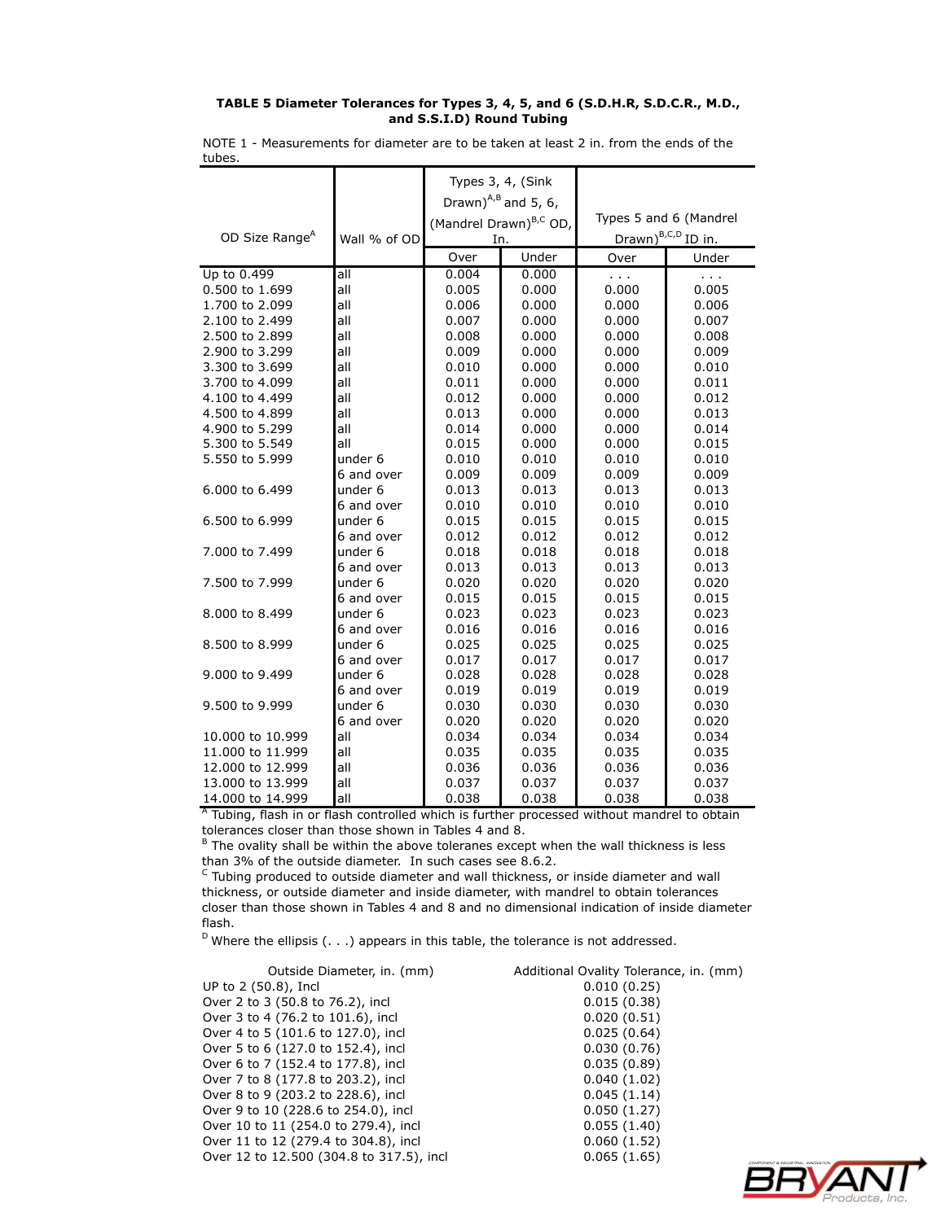**TABLE 5 Diameter Tolerances for Types 3, 4, 5, and 6 (S.D.H.R, S.D.C.R., M.D., and S.S.I.D) Round Tubing**

NOTE 1 - Measurements for diameter are to be taken at least 2 in. from the ends of the tubes.

| OD Size Range[A] | Wall % of OD | Types 3, 4, (Sink Drawn)[A,B] and 5, 6, (Mandrel Drawn)[B,C] OD, In. | | Types 5 and 6 (Mandrel Drawn)[B,C,D] ID in. | |
|---|---|---|---|---|---|
| | | Over | Under | Over | Under |
| Up to 0.499 | all | 0.004 | 0.000 | . . . | . . . |
| 0.500 to 1.699 | all | 0.005 | 0.000 | 0.000 | 0.005 |
| 1.700 to 2.099 | all | 0.006 | 0.000 | 0.000 | 0.006 |
| 2.100 to 2.499 | all | 0.007 | 0.000 | 0.000 | 0.007 |
| 2.500 to 2.899 | all | 0.008 | 0.000 | 0.000 | 0.008 |
| 2.900 to 3.299 | all | 0.009 | 0.000 | 0.000 | 0.009 |
| 3.300 to 3.699 | all | 0.010 | 0.000 | 0.000 | 0.010 |
| 3.700 to 4.099 | all | 0.011 | 0.000 | 0.000 | 0.011 |
| 4.100 to 4.499 | all | 0.012 | 0.000 | 0.000 | 0.012 |
| 4.500 to 4.899 | all | 0.013 | 0.000 | 0.000 | 0.013 |
| 4.900 to 5.299 | all | 0.014 | 0.000 | 0.000 | 0.014 |
| 5.300 to 5.549 | all | 0.015 | 0.000 | 0.000 | 0.015 |
| 5.550 to 5.999 | under 6 | 0.010 | 0.010 | 0.010 | 0.010 |
| | 6 and over | 0.009 | 0.009 | 0.009 | 0.009 |
| 6.000 to 6.499 | under 6 | 0.013 | 0.013 | 0.013 | 0.013 |
| | 6 and over | 0.010 | 0.010 | 0.010 | 0.010 |
| 6.500 to 6.999 | under 6 | 0.015 | 0.015 | 0.015 | 0.015 |
| | 6 and over | 0.012 | 0.012 | 0.012 | 0.012 |
| 7.000 to 7.499 | under 6 | 0.018 | 0.018 | 0.018 | 0.018 |
| | 6 and over | 0.013 | 0.013 | 0.013 | 0.013 |
| 7.500 to 7.999 | under 6 | 0.020 | 0.020 | 0.020 | 0.020 |
| | 6 and over | 0.015 | 0.015 | 0.015 | 0.015 |
| 8.000 to 8.499 | under 6 | 0.023 | 0.023 | 0.023 | 0.023 |
| | 6 and over | 0.016 | 0.016 | 0.016 | 0.016 |
| 8.500 to 8.999 | under 6 | 0.025 | 0.025 | 0.025 | 0.025 |
| | 6 and over | 0.017 | 0.017 | 0.017 | 0.017 |
| 9.000 to 9.499 | under 6 | 0.028 | 0.028 | 0.028 | 0.028 |
| | 6 and over | 0.019 | 0.019 | 0.019 | 0.019 |
| 9.500 to 9.999 | under 6 | 0.030 | 0.030 | 0.030 | 0.030 |
| | 6 and over | 0.020 | 0.020 | 0.020 | 0.020 |
| 10.000 to 10.999 | all | 0.034 | 0.034 | 0.034 | 0.034 |
| 11.000 to 11.999 | all | 0.035 | 0.035 | 0.035 | 0.035 |
| 12.000 to 12.999 | all | 0.036 | 0.036 | 0.036 | 0.036 |
| 13.000 to 13.999 | all | 0.037 | 0.037 | 0.037 | 0.037 |
| 14.000 to 14.999 | all | 0.038 | 0.038 | 0.038 | 0.038 |

[A] Tubing, flash in or flash controlled which is further processed without mandrel to obtain tolerances closer than those shown in Tables 4 and 8.

[B] The ovality shall be within the above toleranes except when the wall thickness is less than 3% of the outside diameter. In such cases see 8.6.2.

[C] Tubing produced to outside diameter and wall thickness, or inside diameter and wall thickness, or outside diameter and inside diameter, with mandrel to obtain tolerances closer than those shown in Tables 4 and 8 and no dimensional indication of inside diameter flash.

[D] Where the ellipsis (. . .) appears in this table, the tolerance is not addressed.

| Outside Diameter, in. (mm) | Additional Ovality Tolerance, in. (mm) |
|---|---|
| UP to 2 (50.8), Incl | 0.010 (0.25) |
| Over 2 to 3 (50.8 to 76.2), incl | 0.015 (0.38) |
| Over 3 to 4 (76.2 to 101.6), incl | 0.020 (0.51) |
| Over 4 to 5 (101.6 to 127.0), incl | 0.025 (0.64) |
| Over 5 to 6 (127.0 to 152.4), incl | 0.030 (0.76) |
| Over 6 to 7 (152.4 to 177.8), incl | 0.035 (0.89) |
| Over 7 to 8 (177.8 to 203.2), incl | 0.040 (1.02) |
| Over 8 to 9 (203.2 to 228.6), incl | 0.045 (1.14) |
| Over 9 to 10 (228.6 to 254.0), incl | 0.050 (1.27) |
| Over 10 to 11 (254.0 to 279.4), incl | 0.055 (1.40) |
| Over 11 to 12 (279.4 to 304.8), incl | 0.060 (1.52) |
| Over 12 to 12.500 (304.8 to 317.5), incl | 0.065 (1.65) |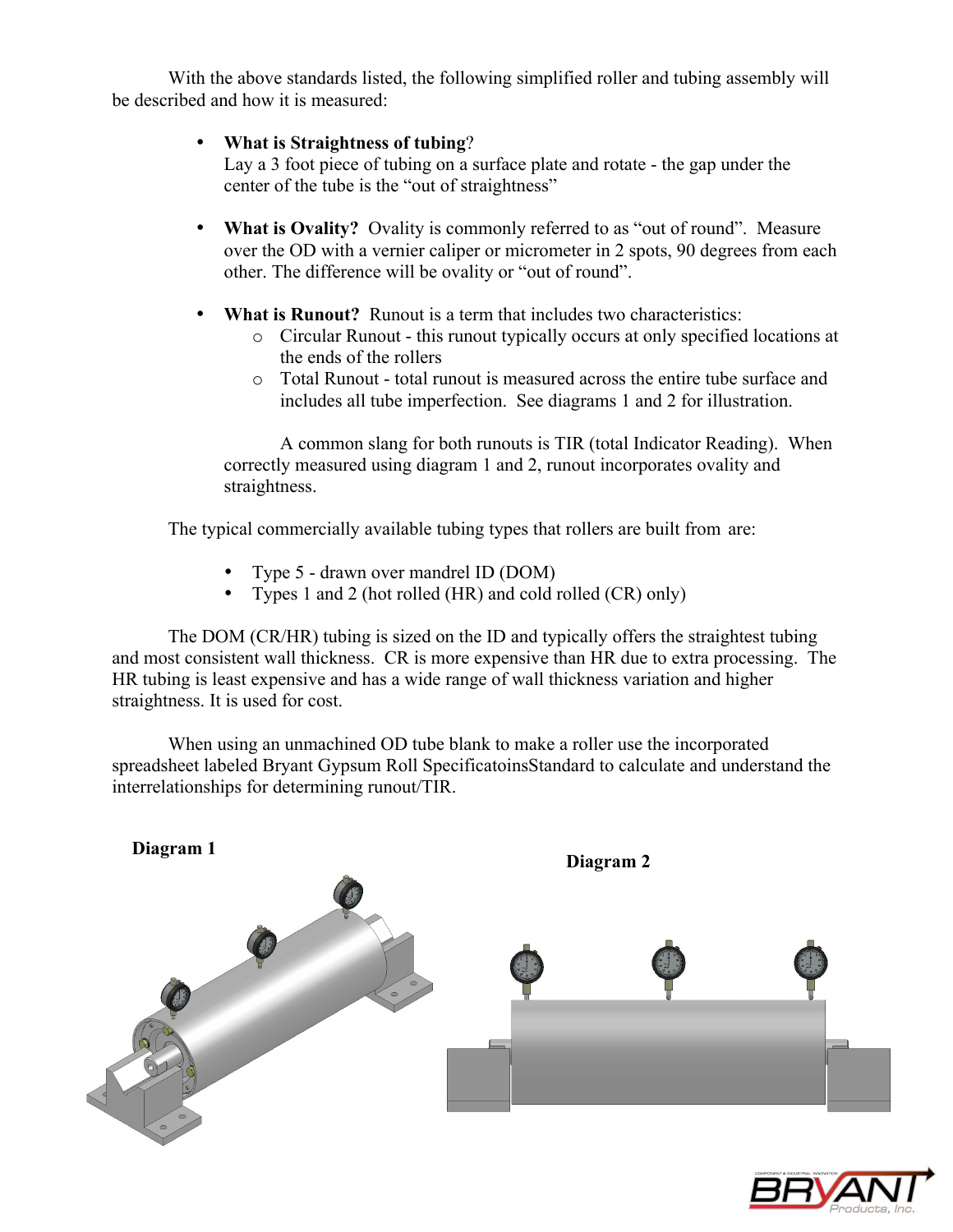With the above standards listed, the following simplified roller and tubing assembly will be described and how it is measured:

- **What is Straightness of tubing**?
  Lay a 3 foot piece of tubing on a surface plate and rotate - the gap under the center of the tube is the "out of straightness"

- **What is Ovality?** Ovality is commonly referred to as "out of round". Measure over the OD with a vernier caliper or micrometer in 2 spots, 90 degrees from each other. The difference will be ovality or "out of round".

- **What is Runout?** Runout is a term that includes two characteristics:
  - Circular Runout - this runout typically occurs at only specified locations at the ends of the rollers
  - Total Runout - total runout is measured across the entire tube surface and includes all tube imperfection. See diagrams 1 and 2 for illustration.

  A common slang for both runouts is TIR (total Indicator Reading). When correctly measured using diagram 1 and 2, runout incorporates ovality and straightness.

The typical commercially available tubing types that rollers are built from are:

- Type 5 - drawn over mandrel ID (DOM)
- Types 1 and 2 (hot rolled (HR) and cold rolled (CR) only)

The DOM (CR/HR) tubing is sized on the ID and typically offers the straightest tubing and most consistent wall thickness. CR is more expensive than HR due to extra processing. The HR tubing is least expensive and has a wide range of wall thickness variation and higher straightness. It is used for cost.

When using an unmachined OD tube blank to make a roller use the incorporated spreadsheet labeled Bryant Gypsum Roll SpecificatoinsStandard to calculate and understand the interrelationships for determining runout/TIR.

**Diagram 1**

**Diagram 2**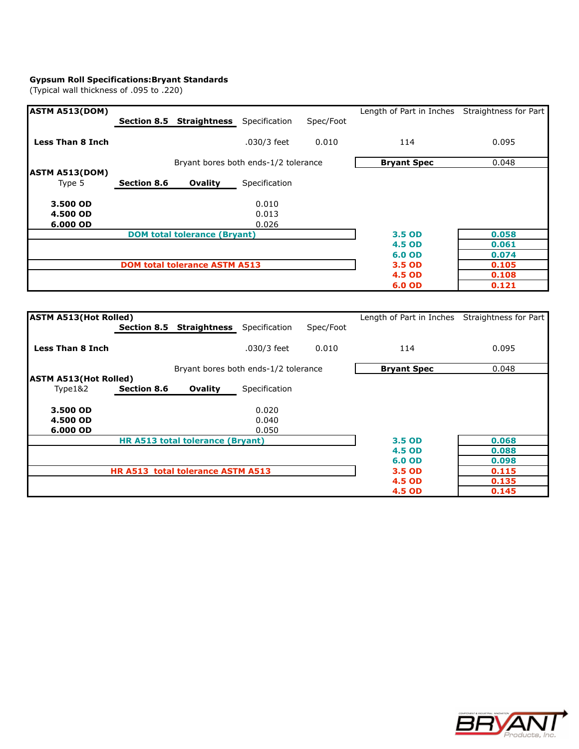**Gypsum Roll Specifications:Bryant Standards**
(Typical wall thickness of .095 to .220)

| **ASTM A513(DOM)** | | | | | Length of Part in Inches | Straightness for Part |
|---|---|---|---|---|---|---|
| | **Section 8.5** | **Straightness** | Specification | Spec/Foot | | |
| **Less Than 8 Inch** | | | .030/3 feet | 0.010 | 114 | 0.095 |
| | | Bryant bores both ends-1/2 tolerance | | | **Bryant Spec** | 0.048 |
| **ASTM A513(DOM)** Type 5 | **Section 8.6** | **Ovality** | Specification | | | |
| **3.500 OD** | | | 0.010 | | | |
| **4.500 OD** | | | 0.013 | | | |
| **6.000 OD** | | | 0.026 | | | |
| | **DOM total tolerance (Bryant)** | | | | **3.5 OD** | **0.058** |
| | | | | | **4.5 OD** | **0.061** |
| | | | | | **6.0 OD** | **0.074** |
| | **DOM total tolerance ASTM A513** | | | | **3.5 OD** | **0.105** |
| | | | | | **4.5 OD** | **0.108** |
| | | | | | **6.0 OD** | **0.121** |

| **ASTM A513(Hot Rolled)** | | | | | Length of Part in Inches | Straightness for Part |
|---|---|---|---|---|---|---|
| | **Section 8.5** | **Straightness** | Specification | Spec/Foot | | |
| **Less Than 8 Inch** | | | .030/3 feet | 0.010 | 114 | 0.095 |
| | | Bryant bores both ends-1/2 tolerance | | | **Bryant Spec** | 0.048 |
| **ASTM A513(Hot Rolled)** Type1&2 | **Section 8.6** | **Ovality** | Specification | | | |
| **3.500 OD** | | | 0.020 | | | |
| **4.500 OD** | | | 0.040 | | | |
| **6.000 OD** | | | 0.050 | | | |
| | **HR A513 total tolerance (Bryant)** | | | | **3.5 OD** | **0.068** |
| | | | | | **4.5 OD** | **0.088** |
| | | | | | **6.0 OD** | **0.098** |
| | **HR A513 total tolerance ASTM A513** | | | | **3.5 OD** | **0.115** |
| | | | | | **4.5 OD** | **0.135** |
| | | | | | **4.5 OD** | **0.145** |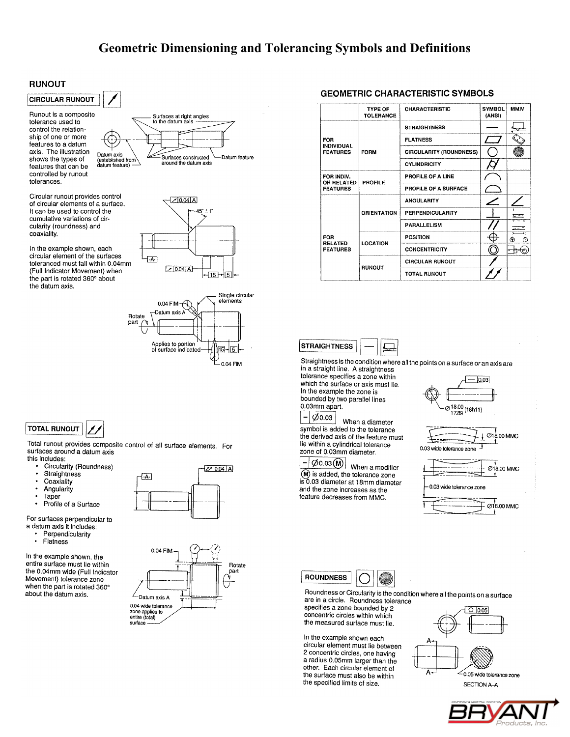# Geometric Dimensioning and Tolerancing Symbols and Definitions

## RUNOUT

### CIRCULAR RUNOUT

Runout is a composite tolerance used to control the relationship of one or more features to a datum axis. The illustration shows the types of features to a datum axis. The illustration shows the types of features that can be controlled by runout tolerances.

Surfaces at right angles to the datum axis

Datum axis (established from datum feature)

Surfaces constructed around the datum axis

Datum feature

Circular runout provides control of circular elements of a surface. It can be used to control the cumulative variations of circularity (roundness) and coaxiality.

In the example shown, each circular element of the surfaces toleranced must fall within 0.04mm (Full Indicator Movement) when the part is rotated 360° about the datum axis.

0.04 A

45° ± 1°

-A-

0.04 A

15

5

0.04 FIM

Datum axis A

Single circular elements

Rotate part

Applies to portion of surface indicated

15

5

0.04 FIM

### TOTAL RUNOUT

Total runout provides composite control of all surface elements. For surfaces around a datum axis this includes:

- Circularity (Roundness)
- Straightness
- Coaxiality
- Angularity
- Taper
- Profile of a Surface

For surfaces perpendicular to a datum axis it includes:

- Perpendicularity
- Flatness

In the example shown, the entire surface must lie within the 0.04mm wide (Full Indicator Movement) tolerance zone when the part is rotated 360° about the datum axis.

-A-

0.04 A

0.04 FIM

Rotate part

Datum axis A

0.04 wide tolerance zone applies to entire (total) surface

## GEOMETRIC CHARACTERISTIC SYMBOLS

| | TYPE OF TOLERANCE | CHARACTERISTIC | SYMBOL (ANSI) | MMIV |
|---|---|---|---|---|
| FOR INDIVIDUAL FEATURES | FORM | STRAIGHTNESS | — | |
| | | FLATNESS | ▱ | |
| | | CIRCULARITY (ROUNDNESS) | ○ | |
| | | CYLINDRICITY | ⌭ | |
| FOR INDIV. OR RELATED FEATURES | PROFILE | PROFILE OF A LINE | ⌒ | |
| | | PROFILE OF A SURFACE | ⌓ | |
| FOR RELATED FEATURES | ORIENTATION | ANGULARITY | ∠ | ∠ |
| | | PERPENDICULARITY | ⊥ | |
| | | PARALLELISM | // | |
| | LOCATION | POSITION | ⌖ | |
| | | CONCENTRICITY | ◎ | |
| | RUNOUT | CIRCULAR RUNOUT | ↗ | |
| | | TOTAL RUNOUT | ⌰ | |

## STRAIGHTNESS

Straightness is the condition where all the points on a surface or an axis are in a straight line. A straightness tolerance specifies a zone within which the surface or axis must lie. In the example the zone is bounded by two parallel lines 0.03mm apart.

— 0.03

Ø 18.00 / 17.89 (18h11)

- Ø0.03 When a diameter symbol is added to the tolerance the derived axis of the feature must lie within a cylindrical tolerance zone of 0.03mm diameter.

Ø18.00 MMC

0.03 wide tolerance zone

- Ø0.03 (M) When a modifier (M) is added, the tolerance zone is 0.03 diameter at 18mm diameter and the zone increases as the feature decreases from MMC.

Ø18.00 MMC

0.03 wide tolerance zone

Ø18.00 MMC

## ROUNDNESS

Roundness or Circularity is the condition where all the points on a surface are in a circle. Roundness tolerance specifies a zone bounded by 2 concentric circles within which the measured surface must lie.

○ 0.05

In the example shown each circular element must lie between 2 concentric circles, one having a radius 0.05mm larger than the other. Each circular element of the surface must also be within the specified limits of size.

A

A

0.05 wide tolerance zone

SECTION A–A

BRYANT Products, Inc.